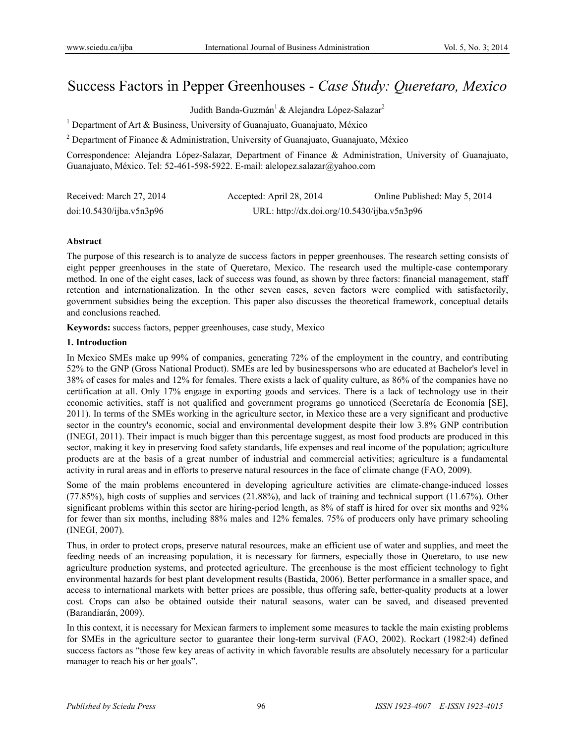# Success Factors in Pepper Greenhouses - *Case Study: Queretaro, Mexico*

Judith Banda-Guzmán[1] & Alejandra López-Salazar[2]

[1] Department of Art & Business, University of Guanajuato, Guanajuato, México

[2] Department of Finance & Administration, University of Guanajuato, Guanajuato, México

Correspondence: Alejandra López-Salazar, Department of Finance & Administration, University of Guanajuato, Guanajuato, México. Tel: 52-461-598-5922. E-mail: alelopez.salazar@yahoo.com

Received: March 27, 2014 Accepted: April 28, 2014 Online Published: May 5, 2014

doi:10.5430/ijba.v5n3p96 URL: http://dx.doi.org/10.5430/ijba.v5n3p96

**Abstract**

The purpose of this research is to analyze de success factors in pepper greenhouses. The research setting consists of eight pepper greenhouses in the state of Queretaro, Mexico. The research used the multiple-case contemporary method. In one of the eight cases, lack of success was found, as shown by three factors: financial management, staff retention and internationalization. In the other seven cases, seven factors were complied with satisfactorily, government subsidies being the exception. This paper also discusses the theoretical framework, conceptual details and conclusions reached.

**Keywords:** success factors, pepper greenhouses, case study, Mexico

## 1. Introduction

In Mexico SMEs make up 99% of companies, generating 72% of the employment in the country, and contributing 52% to the GNP (Gross National Product). SMEs are led by businesspersons who are educated at Bachelor's level in 38% of cases for males and 12% for females. There exists a lack of quality culture, as 86% of the companies have no certification at all. Only 17% engage in exporting goods and services. There is a lack of technology use in their economic activities, staff is not qualified and government programs go unnoticed (Secretaría de Economía [SE], 2011). In terms of the SMEs working in the agriculture sector, in Mexico these are a very significant and productive sector in the country's economic, social and environmental development despite their low 3.8% GNP contribution (INEGI, 2011). Their impact is much bigger than this percentage suggest, as most food products are produced in this sector, making it key in preserving food safety standards, life expenses and real income of the population; agriculture products are at the basis of a great number of industrial and commercial activities; agriculture is a fundamental activity in rural areas and in efforts to preserve natural resources in the face of climate change (FAO, 2009).

Some of the main problems encountered in developing agriculture activities are climate-change-induced losses (77.85%), high costs of supplies and services (21.88%), and lack of training and technical support (11.67%). Other significant problems within this sector are hiring-period length, as 8% of staff is hired for over six months and 92% for fewer than six months, including 88% males and 12% females. 75% of producers only have primary schooling (INEGI, 2007).

Thus, in order to protect crops, preserve natural resources, make an efficient use of water and supplies, and meet the feeding needs of an increasing population, it is necessary for farmers, especially those in Queretaro, to use new agriculture production systems, and protected agriculture. The greenhouse is the most efficient technology to fight environmental hazards for best plant development results (Bastida, 2006). Better performance in a smaller space, and access to international markets with better prices are possible, thus offering safe, better-quality products at a lower cost. Crops can also be obtained outside their natural seasons, water can be saved, and diseased prevented (Barandiarán, 2009).

In this context, it is necessary for Mexican farmers to implement some measures to tackle the main existing problems for SMEs in the agriculture sector to guarantee their long-term survival (FAO, 2002). Rockart (1982:4) defined success factors as "those few key areas of activity in which favorable results are absolutely necessary for a particular manager to reach his or her goals".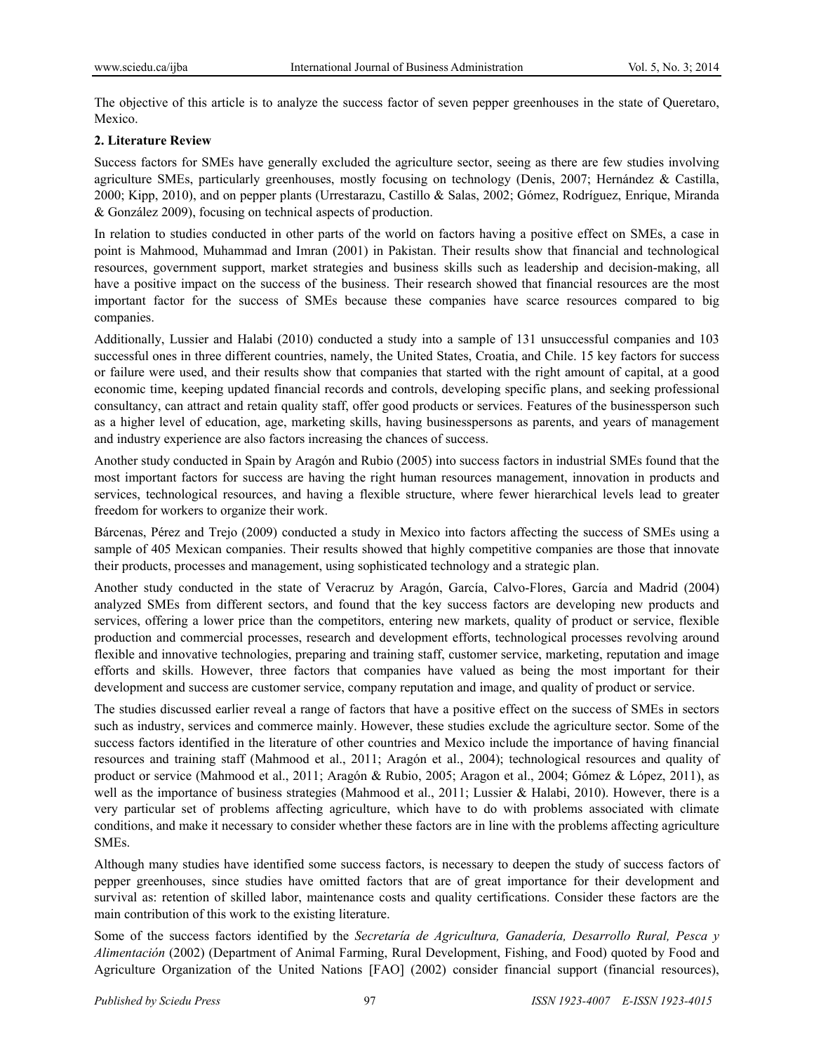The objective of this article is to analyze the success factor of seven pepper greenhouses in the state of Queretaro, Mexico.

## 2. Literature Review

Success factors for SMEs have generally excluded the agriculture sector, seeing as there are few studies involving agriculture SMEs, particularly greenhouses, mostly focusing on technology (Denis, 2007; Hernández & Castilla, 2000; Kipp, 2010), and on pepper plants (Urrestarazu, Castillo & Salas, 2002; Gómez, Rodríguez, Enrique, Miranda & González 2009), focusing on technical aspects of production.

In relation to studies conducted in other parts of the world on factors having a positive effect on SMEs, a case in point is Mahmood, Muhammad and Imran (2001) in Pakistan. Their results show that financial and technological resources, government support, market strategies and business skills such as leadership and decision-making, all have a positive impact on the success of the business. Their research showed that financial resources are the most important factor for the success of SMEs because these companies have scarce resources compared to big companies.

Additionally, Lussier and Halabi (2010) conducted a study into a sample of 131 unsuccessful companies and 103 successful ones in three different countries, namely, the United States, Croatia, and Chile. 15 key factors for success or failure were used, and their results show that companies that started with the right amount of capital, at a good economic time, keeping updated financial records and controls, developing specific plans, and seeking professional consultancy, can attract and retain quality staff, offer good products or services. Features of the businessperson such as a higher level of education, age, marketing skills, having businesspersons as parents, and years of management and industry experience are also factors increasing the chances of success.

Another study conducted in Spain by Aragón and Rubio (2005) into success factors in industrial SMEs found that the most important factors for success are having the right human resources management, innovation in products and services, technological resources, and having a flexible structure, where fewer hierarchical levels lead to greater freedom for workers to organize their work.

Bárcenas, Pérez and Trejo (2009) conducted a study in Mexico into factors affecting the success of SMEs using a sample of 405 Mexican companies. Their results showed that highly competitive companies are those that innovate their products, processes and management, using sophisticated technology and a strategic plan.

Another study conducted in the state of Veracruz by Aragón, García, Calvo-Flores, García and Madrid (2004) analyzed SMEs from different sectors, and found that the key success factors are developing new products and services, offering a lower price than the competitors, entering new markets, quality of product or service, flexible production and commercial processes, research and development efforts, technological processes revolving around flexible and innovative technologies, preparing and training staff, customer service, marketing, reputation and image efforts and skills. However, three factors that companies have valued as being the most important for their development and success are customer service, company reputation and image, and quality of product or service.

The studies discussed earlier reveal a range of factors that have a positive effect on the success of SMEs in sectors such as industry, services and commerce mainly. However, these studies exclude the agriculture sector. Some of the success factors identified in the literature of other countries and Mexico include the importance of having financial resources and training staff (Mahmood et al., 2011; Aragón et al., 2004); technological resources and quality of product or service (Mahmood et al., 2011; Aragón & Rubio, 2005; Aragon et al., 2004; Gómez & López, 2011), as well as the importance of business strategies (Mahmood et al., 2011; Lussier & Halabi, 2010). However, there is a very particular set of problems affecting agriculture, which have to do with problems associated with climate conditions, and make it necessary to consider whether these factors are in line with the problems affecting agriculture SMEs.

Although many studies have identified some success factors, is necessary to deepen the study of success factors of pepper greenhouses, since studies have omitted factors that are of great importance for their development and survival as: retention of skilled labor, maintenance costs and quality certifications. Consider these factors are the main contribution of this work to the existing literature.

Some of the success factors identified by the *Secretaría de Agricultura, Ganadería, Desarrollo Rural, Pesca y Alimentación* (2002) (Department of Animal Farming, Rural Development, Fishing, and Food) quoted by Food and Agriculture Organization of the United Nations [FAO] (2002) consider financial support (financial resources),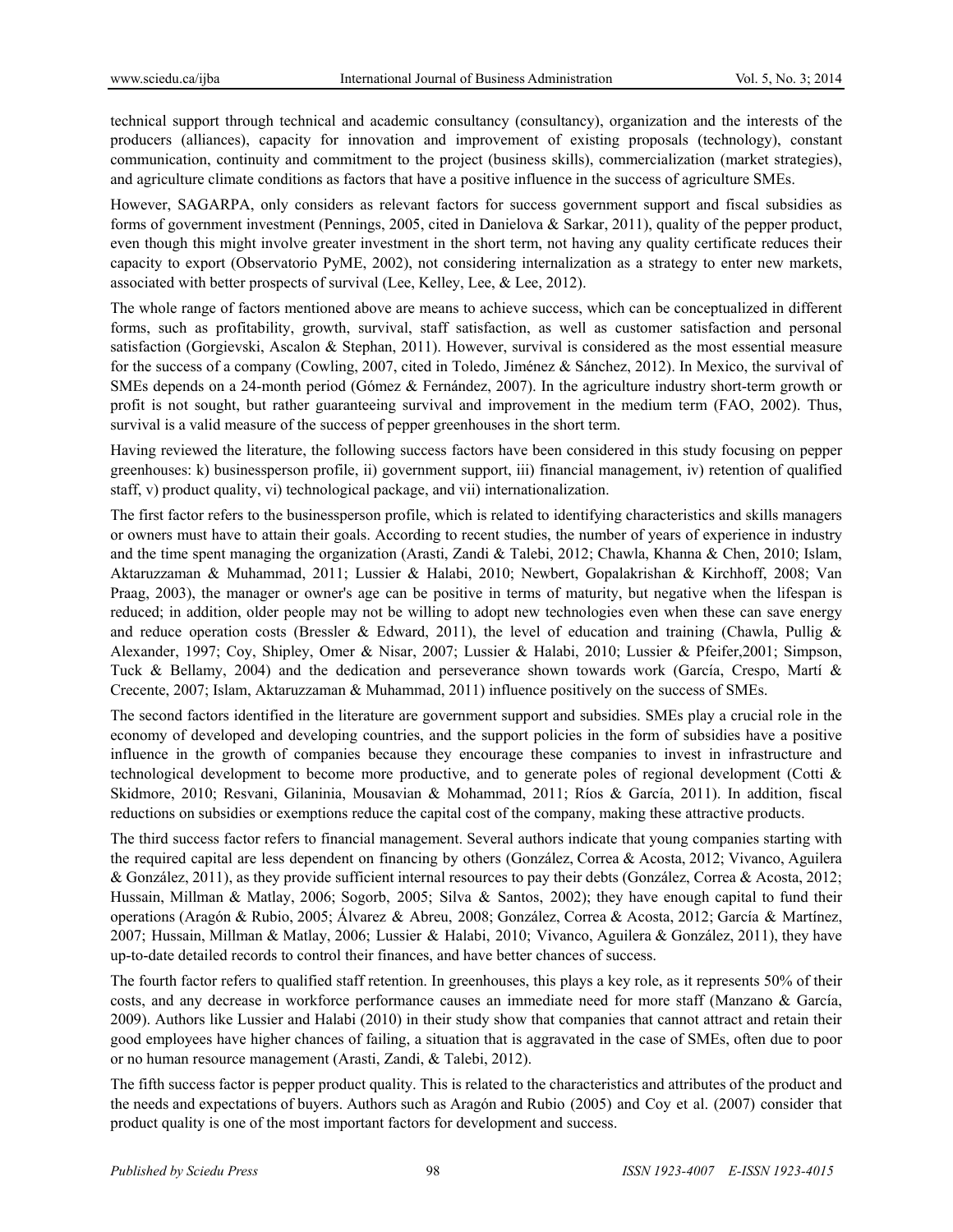technical support through technical and academic consultancy (consultancy), organization and the interests of the producers (alliances), capacity for innovation and improvement of existing proposals (technology), constant communication, continuity and commitment to the project (business skills), commercialization (market strategies), and agriculture climate conditions as factors that have a positive influence in the success of agriculture SMEs.

However, SAGARPA, only considers as relevant factors for success government support and fiscal subsidies as forms of government investment (Pennings, 2005, cited in Danielova & Sarkar, 2011), quality of the pepper product, even though this might involve greater investment in the short term, not having any quality certificate reduces their capacity to export (Observatorio PyME, 2002), not considering internalization as a strategy to enter new markets, associated with better prospects of survival (Lee, Kelley, Lee, & Lee, 2012).

The whole range of factors mentioned above are means to achieve success, which can be conceptualized in different forms, such as profitability, growth, survival, staff satisfaction, as well as customer satisfaction and personal satisfaction (Gorgievski, Ascalon & Stephan, 2011). However, survival is considered as the most essential measure for the success of a company (Cowling, 2007, cited in Toledo, Jiménez & Sánchez, 2012). In Mexico, the survival of SMEs depends on a 24-month period (Gómez & Fernández, 2007). In the agriculture industry short-term growth or profit is not sought, but rather guaranteeing survival and improvement in the medium term (FAO, 2002). Thus, survival is a valid measure of the success of pepper greenhouses in the short term.

Having reviewed the literature, the following success factors have been considered in this study focusing on pepper greenhouses: k) businessperson profile, ii) government support, iii) financial management, iv) retention of qualified staff, v) product quality, vi) technological package, and vii) internationalization.

The first factor refers to the businessperson profile, which is related to identifying characteristics and skills managers or owners must have to attain their goals. According to recent studies, the number of years of experience in industry and the time spent managing the organization (Arasti, Zandi & Talebi, 2012; Chawla, Khanna & Chen, 2010; Islam, Aktaruzzaman & Muhammad, 2011; Lussier & Halabi, 2010; Newbert, Gopalakrishan & Kirchhoff, 2008; Van Praag, 2003), the manager or owner's age can be positive in terms of maturity, but negative when the lifespan is reduced; in addition, older people may not be willing to adopt new technologies even when these can save energy and reduce operation costs (Bressler & Edward, 2011), the level of education and training (Chawla, Pullig & Alexander, 1997; Coy, Shipley, Omer & Nisar, 2007; Lussier & Halabi, 2010; Lussier & Pfeifer,2001; Simpson, Tuck & Bellamy, 2004) and the dedication and perseverance shown towards work (García, Crespo, Martí & Crecente, 2007; Islam, Aktaruzzaman & Muhammad, 2011) influence positively on the success of SMEs.

The second factors identified in the literature are government support and subsidies. SMEs play a crucial role in the economy of developed and developing countries, and the support policies in the form of subsidies have a positive influence in the growth of companies because they encourage these companies to invest in infrastructure and technological development to become more productive, and to generate poles of regional development (Cotti & Skidmore, 2010; Resvani, Gilaninia, Mousavian & Mohammad, 2011; Ríos & García, 2011). In addition, fiscal reductions on subsidies or exemptions reduce the capital cost of the company, making these attractive products.

The third success factor refers to financial management. Several authors indicate that young companies starting with the required capital are less dependent on financing by others (González, Correa & Acosta, 2012; Vivanco, Aguilera & González, 2011), as they provide sufficient internal resources to pay their debts (González, Correa & Acosta, 2012; Hussain, Millman & Matlay, 2006; Sogorb, 2005; Silva & Santos, 2002); they have enough capital to fund their operations (Aragón & Rubio, 2005; Álvarez & Abreu, 2008; González, Correa & Acosta, 2012; García & Martínez, 2007; Hussain, Millman & Matlay, 2006; Lussier & Halabi, 2010; Vivanco, Aguilera & González, 2011), they have up-to-date detailed records to control their finances, and have better chances of success.

The fourth factor refers to qualified staff retention. In greenhouses, this plays a key role, as it represents 50% of their costs, and any decrease in workforce performance causes an immediate need for more staff (Manzano & García, 2009). Authors like Lussier and Halabi (2010) in their study show that companies that cannot attract and retain their good employees have higher chances of failing, a situation that is aggravated in the case of SMEs, often due to poor or no human resource management (Arasti, Zandi, & Talebi, 2012).

The fifth success factor is pepper product quality. This is related to the characteristics and attributes of the product and the needs and expectations of buyers. Authors such as Aragón and Rubio (2005) and Coy et al. (2007) consider that product quality is one of the most important factors for development and success.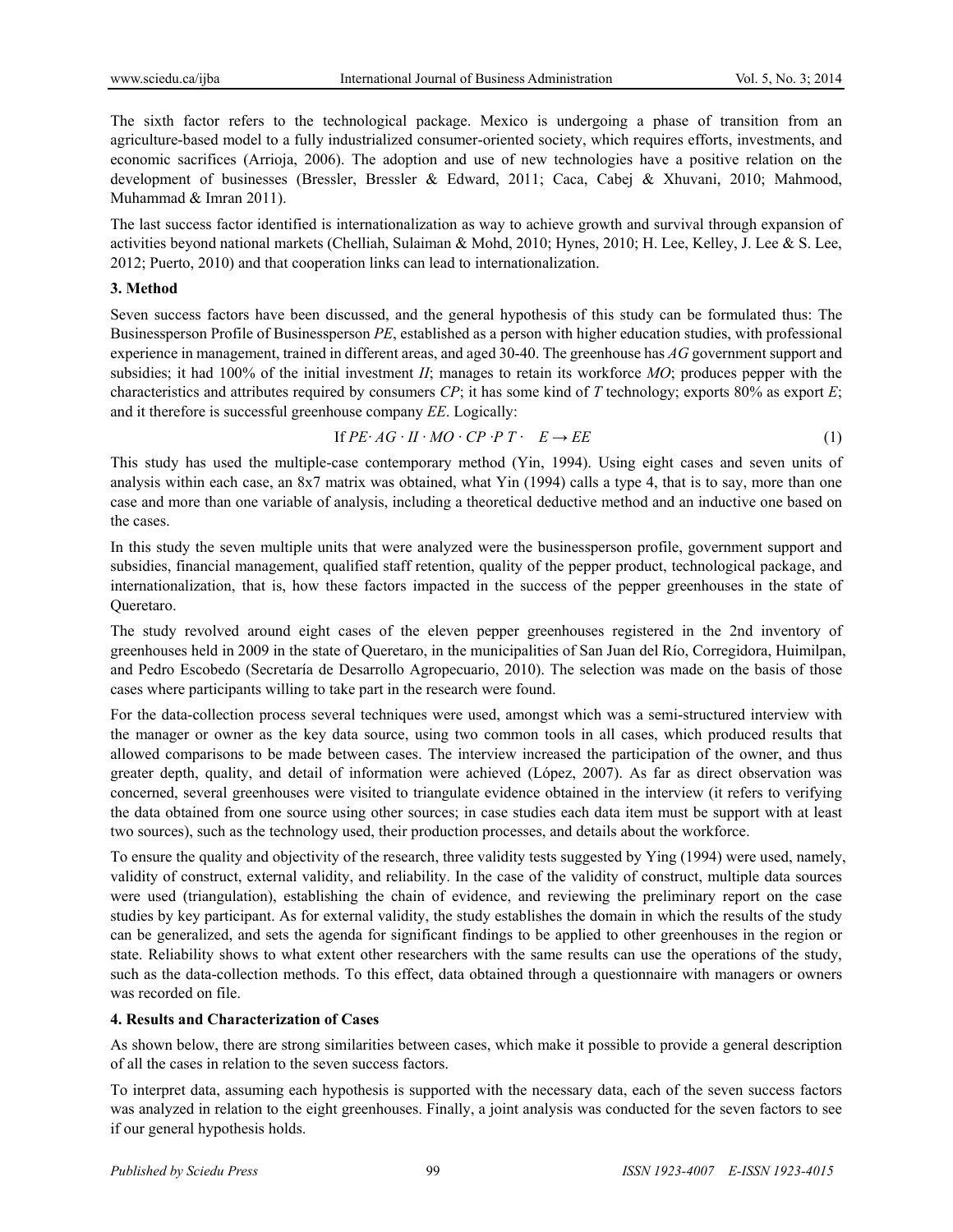The sixth factor refers to the technological package. Mexico is undergoing a phase of transition from an agriculture-based model to a fully industrialized consumer-oriented society, which requires efforts, investments, and economic sacrifices (Arrioja, 2006). The adoption and use of new technologies have a positive relation on the development of businesses (Bressler, Bressler & Edward, 2011; Caca, Cabej & Xhuvani, 2010; Mahmood, Muhammad & Imran 2011).

The last success factor identified is internationalization as way to achieve growth and survival through expansion of activities beyond national markets (Chelliah, Sulaiman & Mohd, 2010; Hynes, 2010; H. Lee, Kelley, J. Lee & S. Lee, 2012; Puerto, 2010) and that cooperation links can lead to internationalization.

## 3. Method

Seven success factors have been discussed, and the general hypothesis of this study can be formulated thus: The Businessperson Profile of Businessperson *PE*, established as a person with higher education studies, with professional experience in management, trained in different areas, and aged 30-40. The greenhouse has *AG* government support and subsidies; it had 100% of the initial investment *II*; manages to retain its workforce *MO*; produces pepper with the characteristics and attributes required by consumers *CP*; it has some kind of *T* technology; exports 80% as export *E*; and it therefore is successful greenhouse company *EE*. Logically:

$$\text{If } PE \cdot AG \cdot II \cdot MO \cdot CP \cdot P\ T \cdot \quad E \rightarrow EE \tag{1}$$

This study has used the multiple-case contemporary method (Yin, 1994). Using eight cases and seven units of analysis within each case, an 8x7 matrix was obtained, what Yin (1994) calls a type 4, that is to say, more than one case and more than one variable of analysis, including a theoretical deductive method and an inductive one based on the cases.

In this study the seven multiple units that were analyzed were the businessperson profile, government support and subsidies, financial management, qualified staff retention, quality of the pepper product, technological package, and internationalization, that is, how these factors impacted in the success of the pepper greenhouses in the state of Queretaro.

The study revolved around eight cases of the eleven pepper greenhouses registered in the 2nd inventory of greenhouses held in 2009 in the state of Queretaro, in the municipalities of San Juan del Río, Corregidora, Huimilpan, and Pedro Escobedo (Secretaría de Desarrollo Agropecuario, 2010). The selection was made on the basis of those cases where participants willing to take part in the research were found.

For the data-collection process several techniques were used, amongst which was a semi-structured interview with the manager or owner as the key data source, using two common tools in all cases, which produced results that allowed comparisons to be made between cases. The interview increased the participation of the owner, and thus greater depth, quality, and detail of information were achieved (López, 2007). As far as direct observation was concerned, several greenhouses were visited to triangulate evidence obtained in the interview (it refers to verifying the data obtained from one source using other sources; in case studies each data item must be support with at least two sources), such as the technology used, their production processes, and details about the workforce.

To ensure the quality and objectivity of the research, three validity tests suggested by Ying (1994) were used, namely, validity of construct, external validity, and reliability. In the case of the validity of construct, multiple data sources were used (triangulation), establishing the chain of evidence, and reviewing the preliminary report on the case studies by key participant. As for external validity, the study establishes the domain in which the results of the study can be generalized, and sets the agenda for significant findings to be applied to other greenhouses in the region or state. Reliability shows to what extent other researchers with the same results can use the operations of the study, such as the data-collection methods. To this effect, data obtained through a questionnaire with managers or owners was recorded on file.

## 4. Results and Characterization of Cases

As shown below, there are strong similarities between cases, which make it possible to provide a general description of all the cases in relation to the seven success factors.

To interpret data, assuming each hypothesis is supported with the necessary data, each of the seven success factors was analyzed in relation to the eight greenhouses. Finally, a joint analysis was conducted for the seven factors to see if our general hypothesis holds.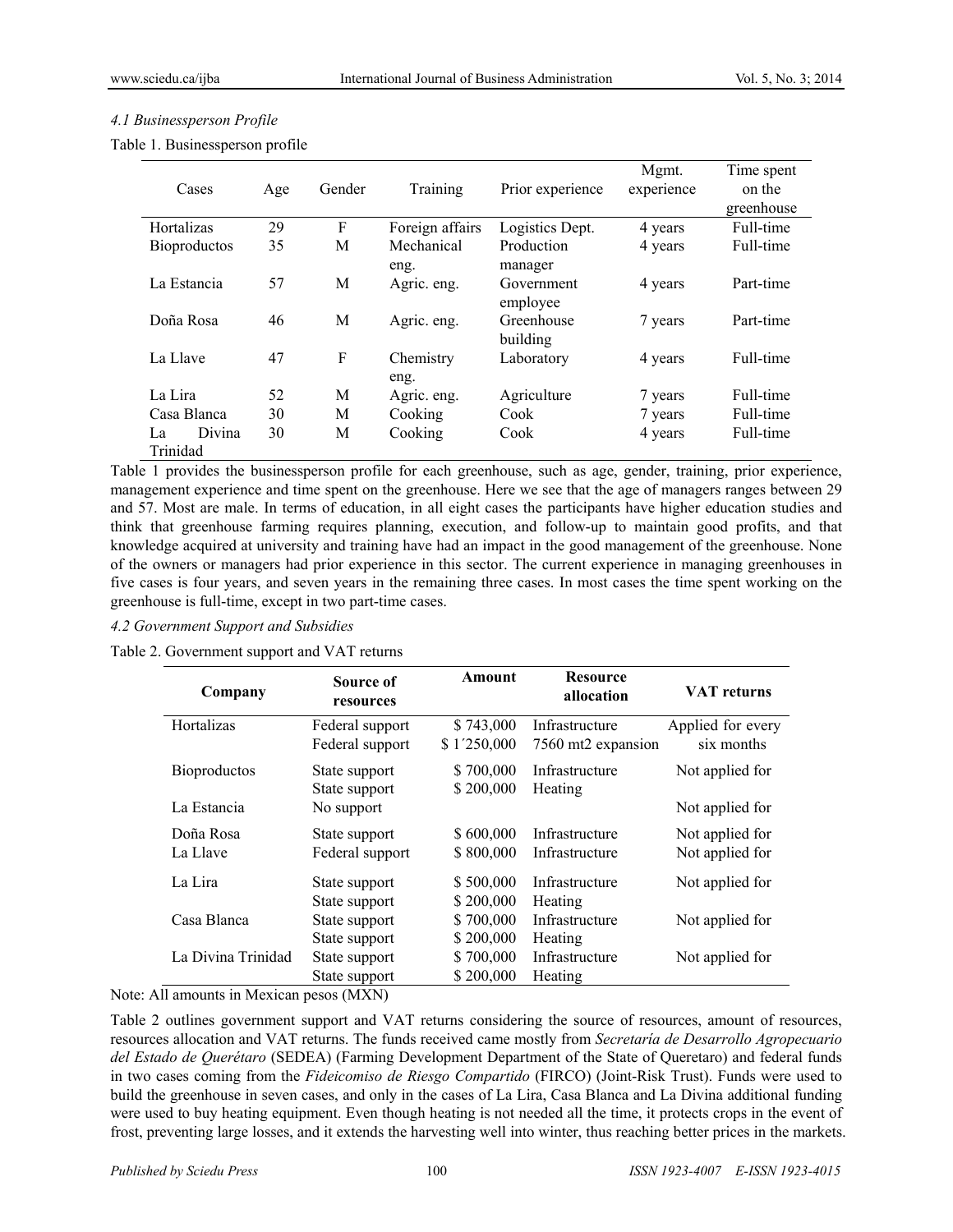### *4.1 Businessperson Profile*

Table 1. Businessperson profile

| Cases | Age | Gender | Training | Prior experience | Mgmt. experience | Time spent on the greenhouse |
|---|---|---|---|---|---|---|
| Hortalizas | 29 | F | Foreign affairs | Logistics Dept. | 4 years | Full-time |
| Bioproductos | 35 | M | Mechanical eng. | Production manager | 4 years | Full-time |
| La Estancia | 57 | M | Agric. eng. | Government employee | 4 years | Part-time |
| Doña Rosa | 46 | M | Agric. eng. | Greenhouse building | 7 years | Part-time |
| La Llave | 47 | F | Chemistry eng. | Laboratory | 4 years | Full-time |
| La Lira | 52 | M | Agric. eng. | Agriculture | 7 years | Full-time |
| Casa Blanca | 30 | M | Cooking | Cook | 7 years | Full-time |
| La Divina Trinidad | 30 | M | Cooking | Cook | 4 years | Full-time |

Table 1 provides the businessperson profile for each greenhouse, such as age, gender, training, prior experience, management experience and time spent on the greenhouse. Here we see that the age of managers ranges between 29 and 57. Most are male. In terms of education, in all eight cases the participants have higher education studies and think that greenhouse farming requires planning, execution, and follow-up to maintain good profits, and that knowledge acquired at university and training have had an impact in the good management of the greenhouse. None of the owners or managers had prior experience in this sector. The current experience in managing greenhouses in five cases is four years, and seven years in the remaining three cases. In most cases the time spent working on the greenhouse is full-time, except in two part-time cases.

### *4.2 Government Support and Subsidies*

Table 2. Government support and VAT returns

| Company | Source of resources | Amount | Resource allocation | VAT returns |
|---|---|---|---|---|
| Hortalizas | Federal support | $ 743,000 | Infrastructure | Applied for every six months |
| | Federal support | $ 1´250,000 | 7560 mt2 expansion | |
| Bioproductos | State support | $ 700,000 | Infrastructure | Not applied for |
| | State support | $ 200,000 | Heating | |
| La Estancia | No support | | | Not applied for |
| Doña Rosa | State support | $ 600,000 | Infrastructure | Not applied for |
| La Llave | Federal support | $ 800,000 | Infrastructure | Not applied for |
| La Lira | State support | $ 500,000 | Infrastructure | Not applied for |
| | State support | $ 200,000 | Heating | |
| Casa Blanca | State support | $ 700,000 | Infrastructure | Not applied for |
| | State support | $ 200,000 | Heating | |
| La Divina Trinidad | State support | $ 700,000 | Infrastructure | Not applied for |
| | State support | $ 200,000 | Heating | |

Note: All amounts in Mexican pesos (MXN)

Table 2 outlines government support and VAT returns considering the source of resources, amount of resources, resources allocation and VAT returns. The funds received came mostly from *Secretaría de Desarrollo Agropecuario del Estado de Querétaro* (SEDEA) (Farming Development Department of the State of Queretaro) and federal funds in two cases coming from the *Fideicomiso de Riesgo Compartido* (FIRCO) (Joint-Risk Trust). Funds were used to build the greenhouse in seven cases, and only in the cases of La Lira, Casa Blanca and La Divina additional funding were used to buy heating equipment. Even though heating is not needed all the time, it protects crops in the event of frost, preventing large losses, and it extends the harvesting well into winter, thus reaching better prices in the markets.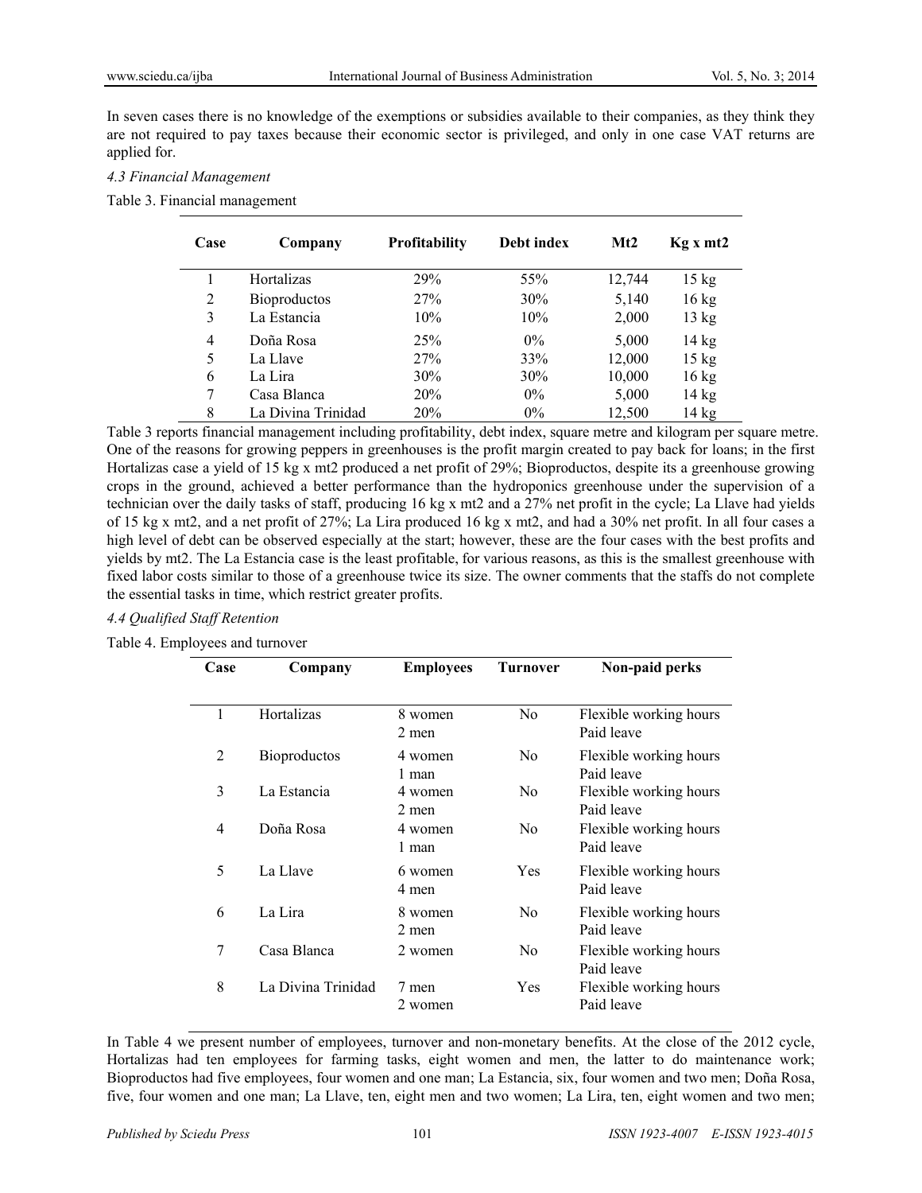In seven cases there is no knowledge of the exemptions or subsidies available to their companies, as they think they are not required to pay taxes because their economic sector is privileged, and only in one case VAT returns are applied for.

#### *4.3 Financial Management*

Table 3. Financial management

| Case | Company | Profitability | Debt index | Mt2 | Kg x mt2 |
|---|---|---|---|---|---|
| 1 | Hortalizas | 29% | 55% | 12,744 | 15 kg |
| 2 | Bioproductos | 27% | 30% | 5,140 | 16 kg |
| 3 | La Estancia | 10% | 10% | 2,000 | 13 kg |
| 4 | Doña Rosa | 25% | 0% | 5,000 | 14 kg |
| 5 | La Llave | 27% | 33% | 12,000 | 15 kg |
| 6 | La Lira | 30% | 30% | 10,000 | 16 kg |
| 7 | Casa Blanca | 20% | 0% | 5,000 | 14 kg |
| 8 | La Divina Trinidad | 20% | 0% | 12,500 | 14 kg |

Table 3 reports financial management including profitability, debt index, square metre and kilogram per square metre. One of the reasons for growing peppers in greenhouses is the profit margin created to pay back for loans; in the first Hortalizas case a yield of 15 kg x mt2 produced a net profit of 29%; Bioproductos, despite its a greenhouse growing crops in the ground, achieved a better performance than the hydroponics greenhouse under the supervision of a technician over the daily tasks of staff, producing 16 kg x mt2 and a 27% net profit in the cycle; La Llave had yields of 15 kg x mt2, and a net profit of 27%; La Lira produced 16 kg x mt2, and had a 30% net profit. In all four cases a high level of debt can be observed especially at the start; however, these are the four cases with the best profits and yields by mt2. The La Estancia case is the least profitable, for various reasons, as this is the smallest greenhouse with fixed labor costs similar to those of a greenhouse twice its size. The owner comments that the staffs do not complete the essential tasks in time, which restrict greater profits.

#### *4.4 Qualified Staff Retention*

Table 4. Employees and turnover

| Case | Company | Employees | Turnover | Non-paid perks |
|---|---|---|---|---|
| 1 | Hortalizas | 8 women<br>2 men | No | Flexible working hours<br>Paid leave |
| 2 | Bioproductos | 4 women<br>1 man | No | Flexible working hours<br>Paid leave |
| 3 | La Estancia | 4 women<br>2 men | No | Flexible working hours<br>Paid leave |
| 4 | Doña Rosa | 4 women<br>1 man | No | Flexible working hours<br>Paid leave |
| 5 | La Llave | 6 women<br>4 men | Yes | Flexible working hours<br>Paid leave |
| 6 | La Lira | 8 women<br>2 men | No | Flexible working hours<br>Paid leave |
| 7 | Casa Blanca | 2 women | No | Flexible working hours<br>Paid leave |
| 8 | La Divina Trinidad | 7 men<br>2 women | Yes | Flexible working hours<br>Paid leave |

In Table 4 we present number of employees, turnover and non-monetary benefits. At the close of the 2012 cycle, Hortalizas had ten employees for farming tasks, eight women and men, the latter to do maintenance work; Bioproductos had five employees, four women and one man; La Estancia, six, four women and two men; Doña Rosa, five, four women and one man; La Llave, ten, eight men and two women; La Lira, ten, eight women and two men;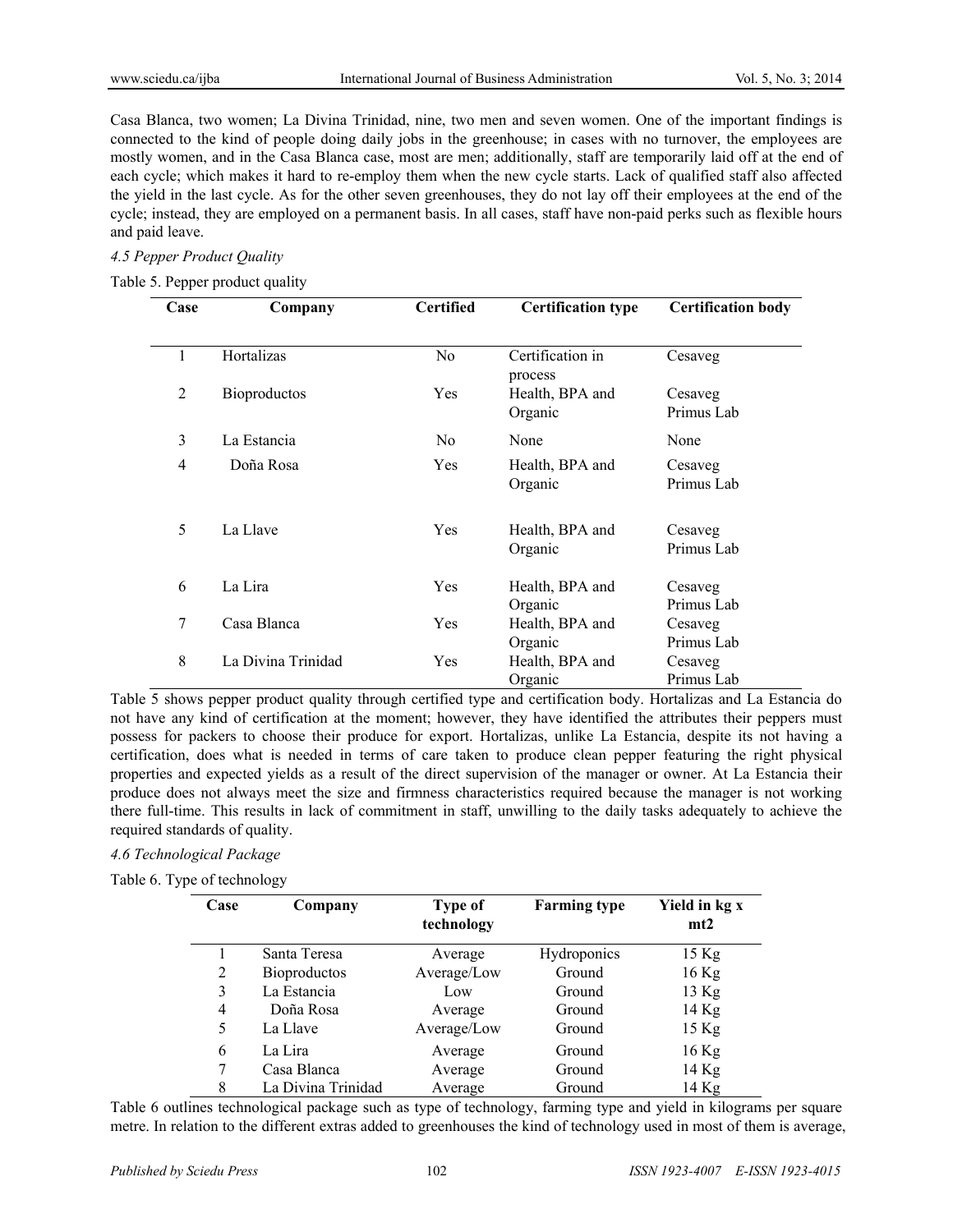Casa Blanca, two women; La Divina Trinidad, nine, two men and seven women. One of the important findings is connected to the kind of people doing daily jobs in the greenhouse; in cases with no turnover, the employees are mostly women, and in the Casa Blanca case, most are men; additionally, staff are temporarily laid off at the end of each cycle; which makes it hard to re-employ them when the new cycle starts. Lack of qualified staff also affected the yield in the last cycle. As for the other seven greenhouses, they do not lay off their employees at the end of the cycle; instead, they are employed on a permanent basis. In all cases, staff have non-paid perks such as flexible hours and paid leave.

*4.5 Pepper Product Quality*

Table 5. Pepper product quality

| Case | Company | Certified | Certification type | Certification body |
|---|---|---|---|---|
| 1 | Hortalizas | No | Certification in process | Cesaveg |
| 2 | Bioproductos | Yes | Health, BPA and Organic | Cesaveg Primus Lab |
| 3 | La Estancia | No | None | None |
| 4 | Doña Rosa | Yes | Health, BPA and Organic | Cesaveg Primus Lab |
| 5 | La Llave | Yes | Health, BPA and Organic | Cesaveg Primus Lab |
| 6 | La Lira | Yes | Health, BPA and Organic | Cesaveg Primus Lab |
| 7 | Casa Blanca | Yes | Health, BPA and Organic | Cesaveg Primus Lab |
| 8 | La Divina Trinidad | Yes | Health, BPA and Organic | Cesaveg Primus Lab |

Table 5 shows pepper product quality through certified type and certification body. Hortalizas and La Estancia do not have any kind of certification at the moment; however, they have identified the attributes their peppers must possess for packers to choose their produce for export. Hortalizas, unlike La Estancia, despite its not having a certification, does what is needed in terms of care taken to produce clean pepper featuring the right physical properties and expected yields as a result of the direct supervision of the manager or owner. At La Estancia their produce does not always meet the size and firmness characteristics required because the manager is not working there full-time. This results in lack of commitment in staff, unwilling to the daily tasks adequately to achieve the required standards of quality.

*4.6 Technological Package*

Table 6. Type of technology

| Case | Company | Type of technology | Farming type | Yield in kg x mt2 |
|---|---|---|---|---|
| 1 | Santa Teresa | Average | Hydroponics | 15 Kg |
| 2 | Bioproductos | Average/Low | Ground | 16 Kg |
| 3 | La Estancia | Low | Ground | 13 Kg |
| 4 | Doña Rosa | Average | Ground | 14 Kg |
| 5 | La Llave | Average/Low | Ground | 15 Kg |
| 6 | La Lira | Average | Ground | 16 Kg |
| 7 | Casa Blanca | Average | Ground | 14 Kg |
| 8 | La Divina Trinidad | Average | Ground | 14 Kg |

Table 6 outlines technological package such as type of technology, farming type and yield in kilograms per square metre. In relation to the different extras added to greenhouses the kind of technology used in most of them is average,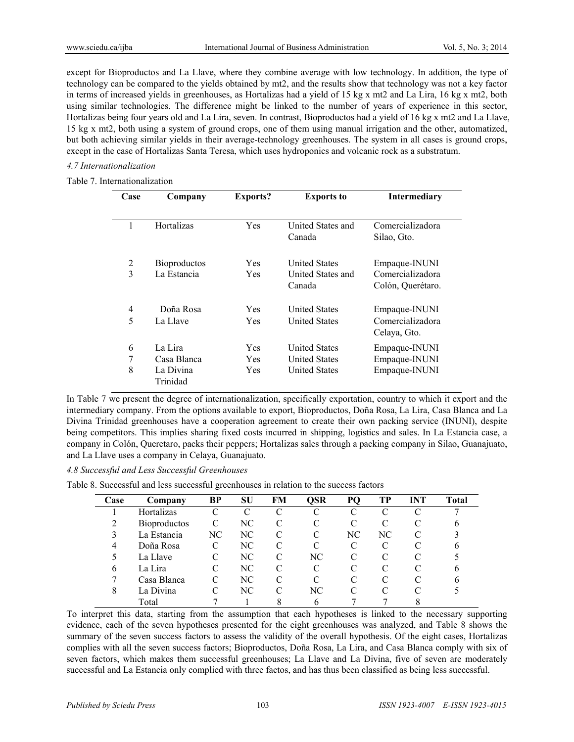except for Bioproductos and La Llave, where they combine average with low technology. In addition, the type of technology can be compared to the yields obtained by mt2, and the results show that technology was not a key factor in terms of increased yields in greenhouses, as Hortalizas had a yield of 15 kg x mt2 and La Lira, 16 kg x mt2, both using similar technologies. The difference might be linked to the number of years of experience in this sector, Hortalizas being four years old and La Lira, seven. In contrast, Bioproductos had a yield of 16 kg x mt2 and La Llave, 15 kg x mt2, both using a system of ground crops, one of them using manual irrigation and the other, automatized, but both achieving similar yields in their average-technology greenhouses. The system in all cases is ground crops, except in the case of Hortalizas Santa Teresa, which uses hydroponics and volcanic rock as a substratum.

### *4.7 Internationalization*

Table 7. Internationalization

| Case | Company | Exports? | Exports to | Intermediary |
|---|---|---|---|---|
| 1 | Hortalizas | Yes | United States and Canada | Comercializadora Silao, Gto. |
| 2 | Bioproductos | Yes | United States | Empaque-INUNI |
| 3 | La Estancia | Yes | United States and Canada | Comercializadora Colón, Querétaro. |
| 4 | Doña Rosa | Yes | United States | Empaque-INUNI |
| 5 | La Llave | Yes | United States | Comercializadora Celaya, Gto. |
| 6 | La Lira | Yes | United States | Empaque-INUNI |
| 7 | Casa Blanca | Yes | United States | Empaque-INUNI |
| 8 | La Divina Trinidad | Yes | United States | Empaque-INUNI |

In Table 7 we present the degree of internationalization, specifically exportation, country to which it export and the intermediary company. From the options available to export, Bioproductos, Doña Rosa, La Lira, Casa Blanca and La Divina Trinidad greenhouses have a cooperation agreement to create their own packing service (INUNI), despite being competitors. This implies sharing fixed costs incurred in shipping, logistics and sales. In La Estancia case, a company in Colón, Queretaro, packs their peppers; Hortalizas sales through a packing company in Silao, Guanajuato, and La Llave uses a company in Celaya, Guanajuato.

### *4.8 Successful and Less Successful Greenhouses*

Table 8. Successful and less successful greenhouses in relation to the success factors

| Case | Company | BP | SU | FM | QSR | PQ | TP | INT | Total |
|---|---|---|---|---|---|---|---|---|---|
| 1 | Hortalizas | C | C | C | C | C | C | C | 7 |
| 2 | Bioproductos | C | NC | C | C | C | C | C | 6 |
| 3 | La Estancia | NC | NC | C | C | NC | NC | C | 3 |
| 4 | Doña Rosa | C | NC | C | C | C | C | C | 6 |
| 5 | La Llave | C | NC | C | NC | C | C | C | 5 |
| 6 | La Lira | C | NC | C | C | C | C | C | 6 |
| 7 | Casa Blanca | C | NC | C | C | C | C | C | 6 |
| 8 | La Divina | C | NC | C | NC | C | C | C | 5 |
| | Total | 7 | 1 | 8 | 6 | 7 | 7 | 8 | |

To interpret this data, starting from the assumption that each hypotheses is linked to the necessary supporting evidence, each of the seven hypotheses presented for the eight greenhouses was analyzed, and Table 8 shows the summary of the seven success factors to assess the validity of the overall hypothesis. Of the eight cases, Hortalizas complies with all the seven success factors; Bioproductos, Doña Rosa, La Lira, and Casa Blanca comply with six of seven factors, which makes them successful greenhouses; La Llave and La Divina, five of seven are moderately successful and La Estancia only complied with three factos, and has thus been classified as being less successful.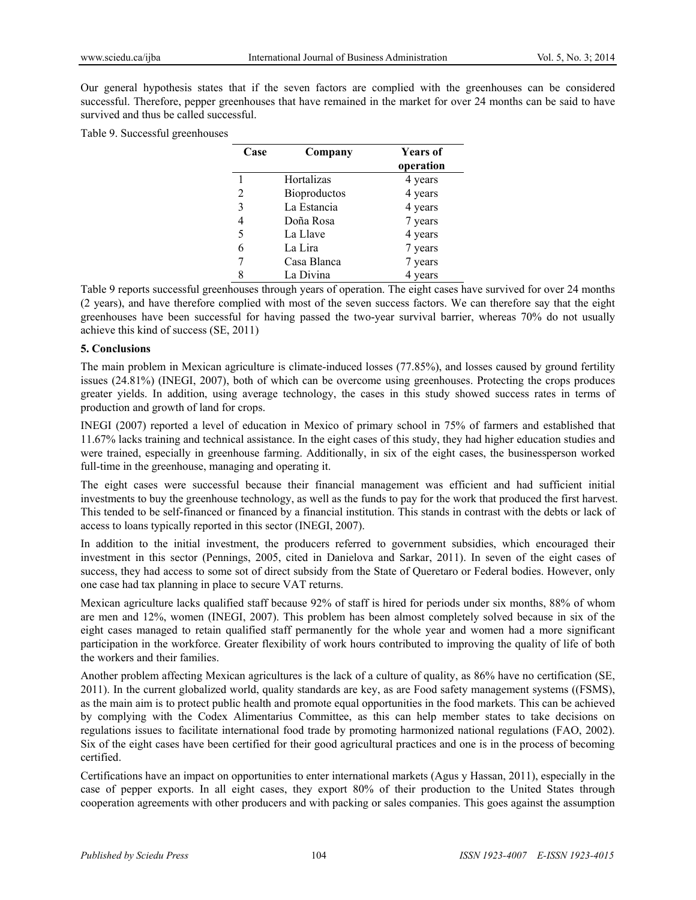Our general hypothesis states that if the seven factors are complied with the greenhouses can be considered successful. Therefore, pepper greenhouses that have remained in the market for over 24 months can be said to have survived and thus be called successful.

Table 9. Successful greenhouses

| Case | Company | Years of operation |
|---|---|---|
| 1 | Hortalizas | 4 years |
| 2 | Bioproductos | 4 years |
| 3 | La Estancia | 4 years |
| 4 | Doña Rosa | 7 years |
| 5 | La Llave | 4 years |
| 6 | La Lira | 7 years |
| 7 | Casa Blanca | 7 years |
| 8 | La Divina | 4 years |

Table 9 reports successful greenhouses through years of operation. The eight cases have survived for over 24 months (2 years), and have therefore complied with most of the seven success factors. We can therefore say that the eight greenhouses have been successful for having passed the two-year survival barrier, whereas 70% do not usually achieve this kind of success (SE, 2011)

## 5. Conclusions

The main problem in Mexican agriculture is climate-induced losses (77.85%), and losses caused by ground fertility issues (24.81%) (INEGI, 2007), both of which can be overcome using greenhouses. Protecting the crops produces greater yields. In addition, using average technology, the cases in this study showed success rates in terms of production and growth of land for crops.

INEGI (2007) reported a level of education in Mexico of primary school in 75% of farmers and established that 11.67% lacks training and technical assistance. In the eight cases of this study, they had higher education studies and were trained, especially in greenhouse farming. Additionally, in six of the eight cases, the businessperson worked full-time in the greenhouse, managing and operating it.

The eight cases were successful because their financial management was efficient and had sufficient initial investments to buy the greenhouse technology, as well as the funds to pay for the work that produced the first harvest. This tended to be self-financed or financed by a financial institution. This stands in contrast with the debts or lack of access to loans typically reported in this sector (INEGI, 2007).

In addition to the initial investment, the producers referred to government subsidies, which encouraged their investment in this sector (Pennings, 2005, cited in Danielova and Sarkar, 2011). In seven of the eight cases of success, they had access to some sot of direct subsidy from the State of Queretaro or Federal bodies. However, only one case had tax planning in place to secure VAT returns.

Mexican agriculture lacks qualified staff because 92% of staff is hired for periods under six months, 88% of whom are men and 12%, women (INEGI, 2007). This problem has been almost completely solved because in six of the eight cases managed to retain qualified staff permanently for the whole year and women had a more significant participation in the workforce. Greater flexibility of work hours contributed to improving the quality of life of both the workers and their families.

Another problem affecting Mexican agricultures is the lack of a culture of quality, as 86% have no certification (SE, 2011). In the current globalized world, quality standards are key, as are Food safety management systems ((FSMS), as the main aim is to protect public health and promote equal opportunities in the food markets. This can be achieved by complying with the Codex Alimentarius Committee, as this can help member states to take decisions on regulations issues to facilitate international food trade by promoting harmonized national regulations (FAO, 2002). Six of the eight cases have been certified for their good agricultural practices and one is in the process of becoming certified.

Certifications have an impact on opportunities to enter international markets (Agus y Hassan, 2011), especially in the case of pepper exports. In all eight cases, they export 80% of their production to the United States through cooperation agreements with other producers and with packing or sales companies. This goes against the assumption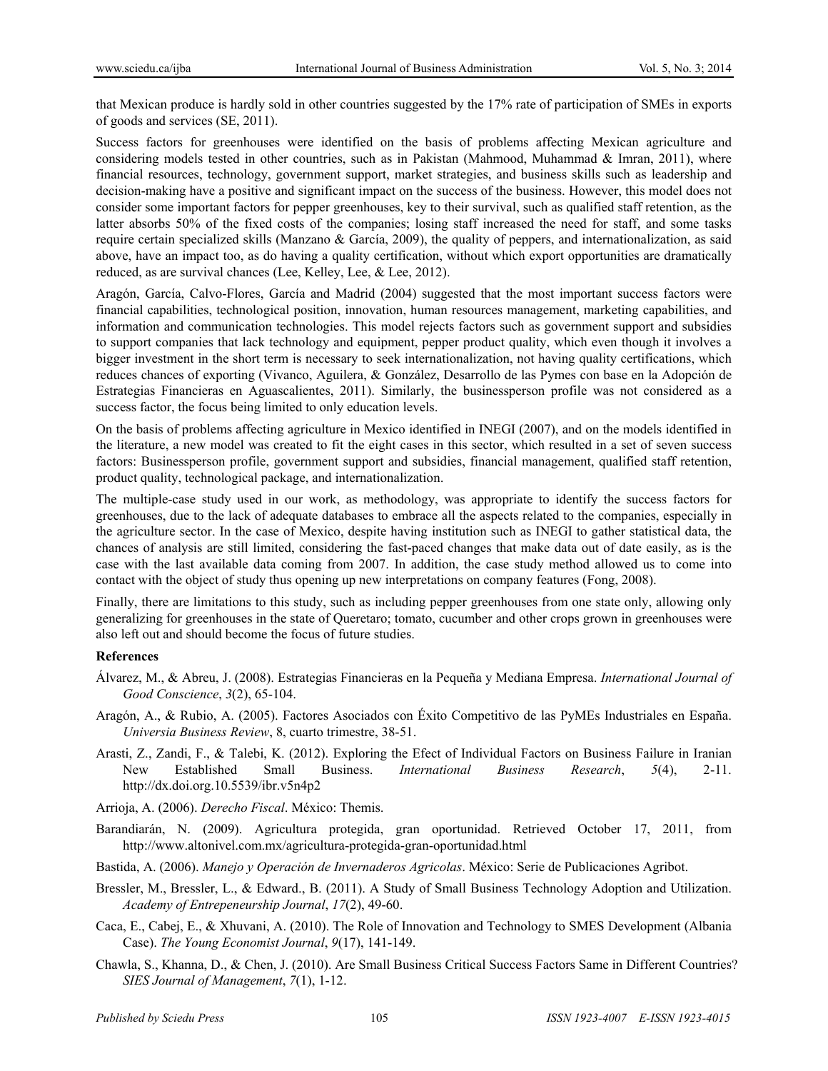that Mexican produce is hardly sold in other countries suggested by the 17% rate of participation of SMEs in exports of goods and services (SE, 2011).

Success factors for greenhouses were identified on the basis of problems affecting Mexican agriculture and considering models tested in other countries, such as in Pakistan (Mahmood, Muhammad & Imran, 2011), where financial resources, technology, government support, market strategies, and business skills such as leadership and decision-making have a positive and significant impact on the success of the business. However, this model does not consider some important factors for pepper greenhouses, key to their survival, such as qualified staff retention, as the latter absorbs 50% of the fixed costs of the companies; losing staff increased the need for staff, and some tasks require certain specialized skills (Manzano & García, 2009), the quality of peppers, and internationalization, as said above, have an impact too, as do having a quality certification, without which export opportunities are dramatically reduced, as are survival chances (Lee, Kelley, Lee, & Lee, 2012).

Aragón, García, Calvo-Flores, García and Madrid (2004) suggested that the most important success factors were financial capabilities, technological position, innovation, human resources management, marketing capabilities, and information and communication technologies. This model rejects factors such as government support and subsidies to support companies that lack technology and equipment, pepper product quality, which even though it involves a bigger investment in the short term is necessary to seek internationalization, not having quality certifications, which reduces chances of exporting (Vivanco, Aguilera, & González, Desarrollo de las Pymes con base en la Adopción de Estrategias Financieras en Aguascalientes, 2011). Similarly, the businessperson profile was not considered as a success factor, the focus being limited to only education levels.

On the basis of problems affecting agriculture in Mexico identified in INEGI (2007), and on the models identified in the literature, a new model was created to fit the eight cases in this sector, which resulted in a set of seven success factors: Businessperson profile, government support and subsidies, financial management, qualified staff retention, product quality, technological package, and internationalization.

The multiple-case study used in our work, as methodology, was appropriate to identify the success factors for greenhouses, due to the lack of adequate databases to embrace all the aspects related to the companies, especially in the agriculture sector. In the case of Mexico, despite having institution such as INEGI to gather statistical data, the chances of analysis are still limited, considering the fast-paced changes that make data out of date easily, as is the case with the last available data coming from 2007. In addition, the case study method allowed us to come into contact with the object of study thus opening up new interpretations on company features (Fong, 2008).

Finally, there are limitations to this study, such as including pepper greenhouses from one state only, allowing only generalizing for greenhouses in the state of Queretaro; tomato, cucumber and other crops grown in greenhouses were also left out and should become the focus of future studies.

**References**

Álvarez, M., & Abreu, J. (2008). Estrategias Financieras en la Pequeña y Mediana Empresa. *International Journal of Good Conscience*, *3*(2), 65-104.

Aragón, A., & Rubio, A. (2005). Factores Asociados con Éxito Competitivo de las PyMEs Industriales en España. *Universia Business Review*, 8, cuarto trimestre, 38-51.

Arasti, Z., Zandi, F., & Talebi, K. (2012). Exploring the Efect of Individual Factors on Business Failure in Iranian New Established Small Business. *International Business Research*, *5*(4), 2-11. http://dx.doi.org.10.5539/ibr.v5n4p2

Arrioja, A. (2006). *Derecho Fiscal*. México: Themis.

Barandiarán, N. (2009). Agricultura protegida, gran oportunidad. Retrieved October 17, 2011, from http://www.altonivel.com.mx/agricultura-protegida-gran-oportunidad.html

Bastida, A. (2006). *Manejo y Operación de Invernaderos Agricolas*. México: Serie de Publicaciones Agribot.

Bressler, M., Bressler, L., & Edward., B. (2011). A Study of Small Business Technology Adoption and Utilization. *Academy of Entrepeneurship Journal*, *17*(2), 49-60.

Caca, E., Cabej, E., & Xhuvani, A. (2010). The Role of Innovation and Technology to SMES Development (Albania Case). *The Young Economist Journal*, *9*(17), 141-149.

Chawla, S., Khanna, D., & Chen, J. (2010). Are Small Business Critical Success Factors Same in Different Countries? *SIES Journal of Management*, *7*(1), 1-12.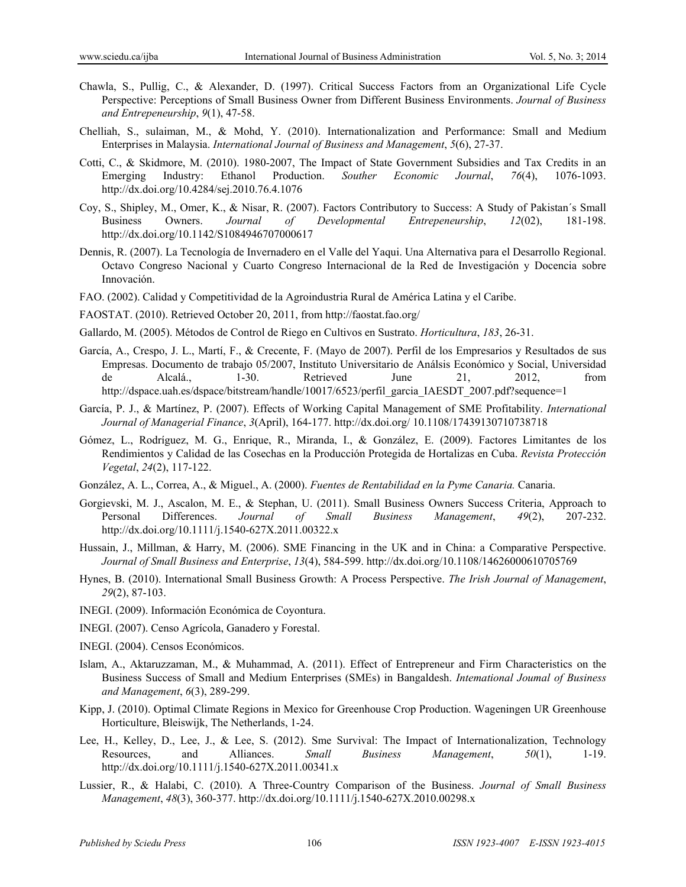Chawla, S., Pullig, C., & Alexander, D. (1997). Critical Success Factors from an Organizational Life Cycle Perspective: Perceptions of Small Business Owner from Different Business Environments. *Journal of Business and Entrepeneurship*, *9*(1), 47-58.

Chelliah, S., sulaiman, M., & Mohd, Y. (2010). Internationalization and Performance: Small and Medium Enterprises in Malaysia. *International Journal of Business and Management*, *5*(6), 27-37.

Cotti, C., & Skidmore, M. (2010). 1980-2007, The Impact of State Government Subsidies and Tax Credits in an Emerging Industry: Ethanol Production. *Souther Economic Journal*, *76*(4), 1076-1093. http://dx.doi.org/10.4284/sej.2010.76.4.1076

Coy, S., Shipley, M., Omer, K., & Nisar, R. (2007). Factors Contributory to Success: A Study of Pakistan´s Small Business Owners. *Journal of Developmental Entrepeneurship*, *12*(02), 181-198. http://dx.doi.org/10.1142/S1084946707000617

Dennis, R. (2007). La Tecnología de Invernadero en el Valle del Yaqui. Una Alternativa para el Desarrollo Regional. Octavo Congreso Nacional y Cuarto Congreso Internacional de la Red de Investigación y Docencia sobre Innovación.

FAO. (2002). Calidad y Competitividad de la Agroindustria Rural de América Latina y el Caribe.

FAOSTAT. (2010). Retrieved October 20, 2011, from http://faostat.fao.org/

Gallardo, M. (2005). Métodos de Control de Riego en Cultivos en Sustrato. *Horticultura*, *183*, 26-31.

García, A., Crespo, J. L., Martí, F., & Crecente, F. (Mayo de 2007). Perfil de los Empresarios y Resultados de sus Empresas. Documento de trabajo 05/2007, Instituto Universitario de Análsis Económico y Social, Universidad de Alcalá., 1-30. Retrieved June 21, 2012, from http://dspace.uah.es/dspace/bitstream/handle/10017/6523/perfil_garcia_IAESDT_2007.pdf?sequence=1

García, P. J., & Martínez, P. (2007). Effects of Working Capital Management of SME Profitability. *International Journal of Managerial Finance*, *3*(April), 164-177. http://dx.doi.org/ 10.1108/17439130710738718

Gómez, L., Rodríguez, M. G., Enrique, R., Miranda, I., & González, E. (2009). Factores Limitantes de los Rendimientos y Calidad de las Cosechas en la Producción Protegida de Hortalizas en Cuba. *Revista Protección Vegetal*, *24*(2), 117-122.

González, A. L., Correa, A., & Miguel., A. (2000). *Fuentes de Rentabilidad en la Pyme Canaria.* Canaria.

Gorgievski, M. J., Ascalon, M. E., & Stephan, U. (2011). Small Business Owners Success Criteria, Approach to Personal Differences. *Journal of Small Business Management*, *49*(2), 207-232. http://dx.doi.org/10.1111/j.1540-627X.2011.00322.x

Hussain, J., Millman, & Harry, M. (2006). SME Financing in the UK and in China: a Comparative Perspective. *Journal of Small Business and Enterprise*, *13*(4), 584-599. http://dx.doi.org/10.1108/14626000610705769

Hynes, B. (2010). International Small Business Growth: A Process Perspective. *The Irish Journal of Management*, *29*(2), 87-103.

INEGI. (2009). Información Económica de Coyontura.

INEGI. (2007). Censo Agrícola, Ganadero y Forestal.

INEGI. (2004). Censos Económicos.

Islam, A., Aktaruzzaman, M., & Muhammad, A. (2011). Effect of Entrepreneur and Firm Characteristics on the Business Success of Small and Medium Enterprises (SMEs) in Bangaldesh. *Intemational Joumal of Business and Management*, *6*(3), 289-299.

Kipp, J. (2010). Optimal Climate Regions in Mexico for Greenhouse Crop Production. Wageningen UR Greenhouse Horticulture, Bleiswijk, The Netherlands, 1-24.

Lee, H., Kelley, D., Lee, J., & Lee, S. (2012). Sme Survival: The Impact of Internationalization, Technology Resources, and Alliances. *Small Business Management*, *50*(1), 1-19. http://dx.doi.org/10.1111/j.1540-627X.2011.00341.x

Lussier, R., & Halabi, C. (2010). A Three-Country Comparison of the Business. *Journal of Small Business Management*, *48*(3), 360-377. http://dx.doi.org/10.1111/j.1540-627X.2010.00298.x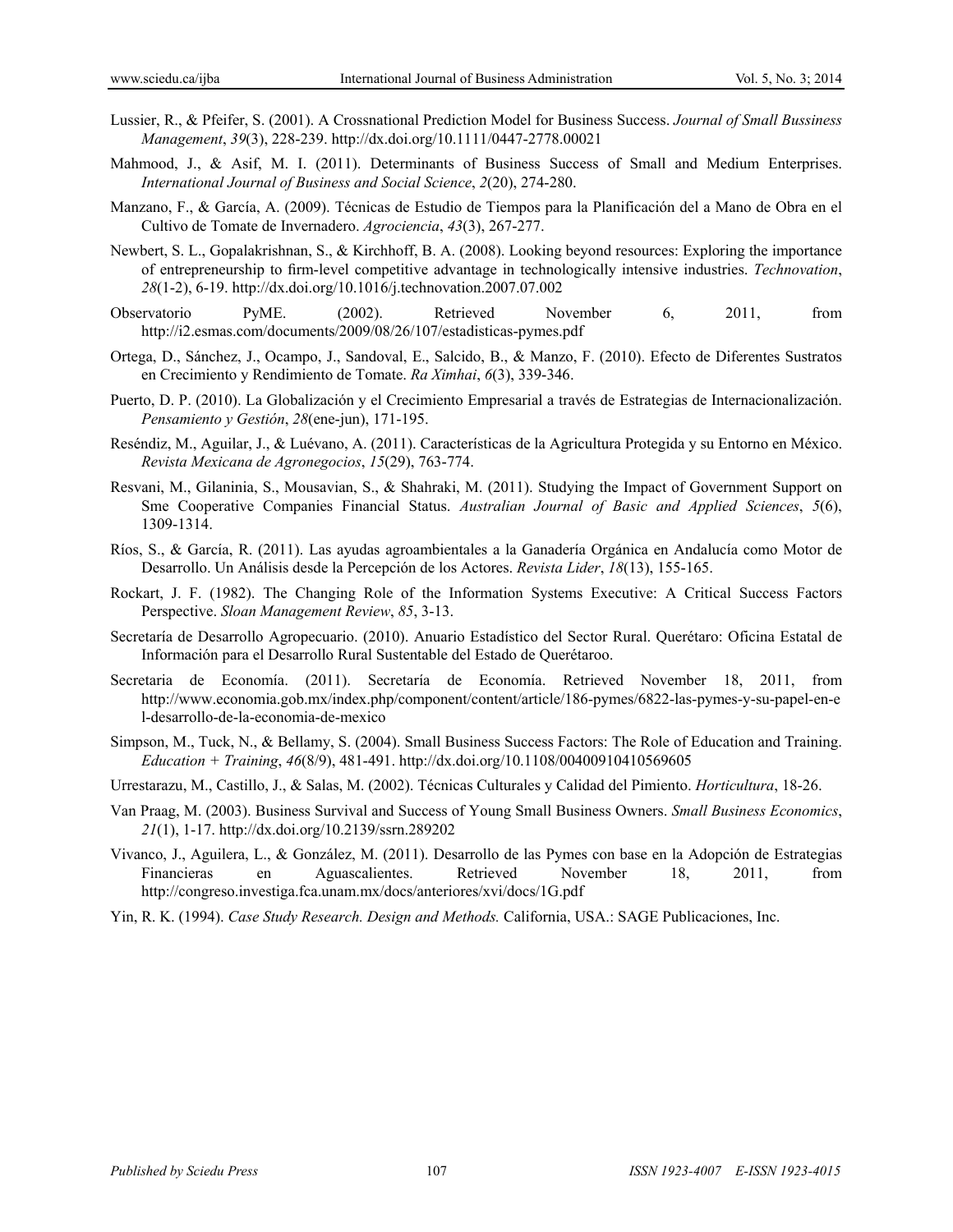Lussier, R., & Pfeifer, S. (2001). A Crossnational Prediction Model for Business Success. *Journal of Small Bussiness Management*, *39*(3), 228-239. http://dx.doi.org/10.1111/0447-2778.00021

Mahmood, J., & Asif, M. I. (2011). Determinants of Business Success of Small and Medium Enterprises. *International Journal of Business and Social Science*, *2*(20), 274-280.

Manzano, F., & García, A. (2009). Técnicas de Estudio de Tiempos para la Planificación del a Mano de Obra en el Cultivo de Tomate de Invernadero. *Agrociencia*, *43*(3), 267-277.

Newbert, S. L., Gopalakrishnan, S., & Kirchhoff, B. A. (2008). Looking beyond resources: Exploring the importance of entrepreneurship to firm-level competitive advantage in technologically intensive industries. *Technovation*, *28*(1-2), 6-19. http://dx.doi.org/10.1016/j.technovation.2007.07.002

Observatorio PyME. (2002). Retrieved November 6, 2011, from http://i2.esmas.com/documents/2009/08/26/107/estadisticas-pymes.pdf

Ortega, D., Sánchez, J., Ocampo, J., Sandoval, E., Salcido, B., & Manzo, F. (2010). Efecto de Diferentes Sustratos en Crecimiento y Rendimiento de Tomate. *Ra Ximhai*, *6*(3), 339-346.

Puerto, D. P. (2010). La Globalización y el Crecimiento Empresarial a través de Estrategias de Internacionalización. *Pensamiento y Gestión*, *28*(ene-jun), 171-195.

Reséndiz, M., Aguilar, J., & Luévano, A. (2011). Características de la Agricultura Protegida y su Entorno en México. *Revista Mexicana de Agronegocios*, *15*(29), 763-774.

Resvani, M., Gilaninia, S., Mousavian, S., & Shahraki, M. (2011). Studying the Impact of Government Support on Sme Cooperative Companies Financial Status. *Australian Journal of Basic and Applied Sciences*, *5*(6), 1309-1314.

Ríos, S., & García, R. (2011). Las ayudas agroambientales a la Ganadería Orgánica en Andalucía como Motor de Desarrollo. Un Análisis desde la Percepción de los Actores. *Revista Lider*, *18*(13), 155-165.

Rockart, J. F. (1982). The Changing Role of the Information Systems Executive: A Critical Success Factors Perspective. *Sloan Management Review*, *85*, 3-13.

Secretaría de Desarrollo Agropecuario. (2010). Anuario Estadístico del Sector Rural. Querétaro: Oficina Estatal de Información para el Desarrollo Rural Sustentable del Estado de Querétaroo.

Secretaria de Economía. (2011). Secretaría de Economía. Retrieved November 18, 2011, from http://www.economia.gob.mx/index.php/component/content/article/186-pymes/6822-las-pymes-y-su-papel-en-el-desarrollo-de-la-economia-de-mexico

Simpson, M., Tuck, N., & Bellamy, S. (2004). Small Business Success Factors: The Role of Education and Training. *Education + Training*, *46*(8/9), 481-491. http://dx.doi.org/10.1108/00400910410569605

Urrestarazu, M., Castillo, J., & Salas, M. (2002). Técnicas Culturales y Calidad del Pimiento. *Horticultura*, 18-26.

Van Praag, M. (2003). Business Survival and Success of Young Small Business Owners. *Small Business Economics*, *21*(1), 1-17. http://dx.doi.org/10.2139/ssrn.289202

Vivanco, J., Aguilera, L., & González, M. (2011). Desarrollo de las Pymes con base en la Adopción de Estrategias Financieras en Aguascalientes. Retrieved November 18, 2011, from http://congreso.investiga.fca.unam.mx/docs/anteriores/xvi/docs/1G.pdf

Yin, R. K. (1994). *Case Study Research. Design and Methods.* California, USA.: SAGE Publicaciones, Inc.